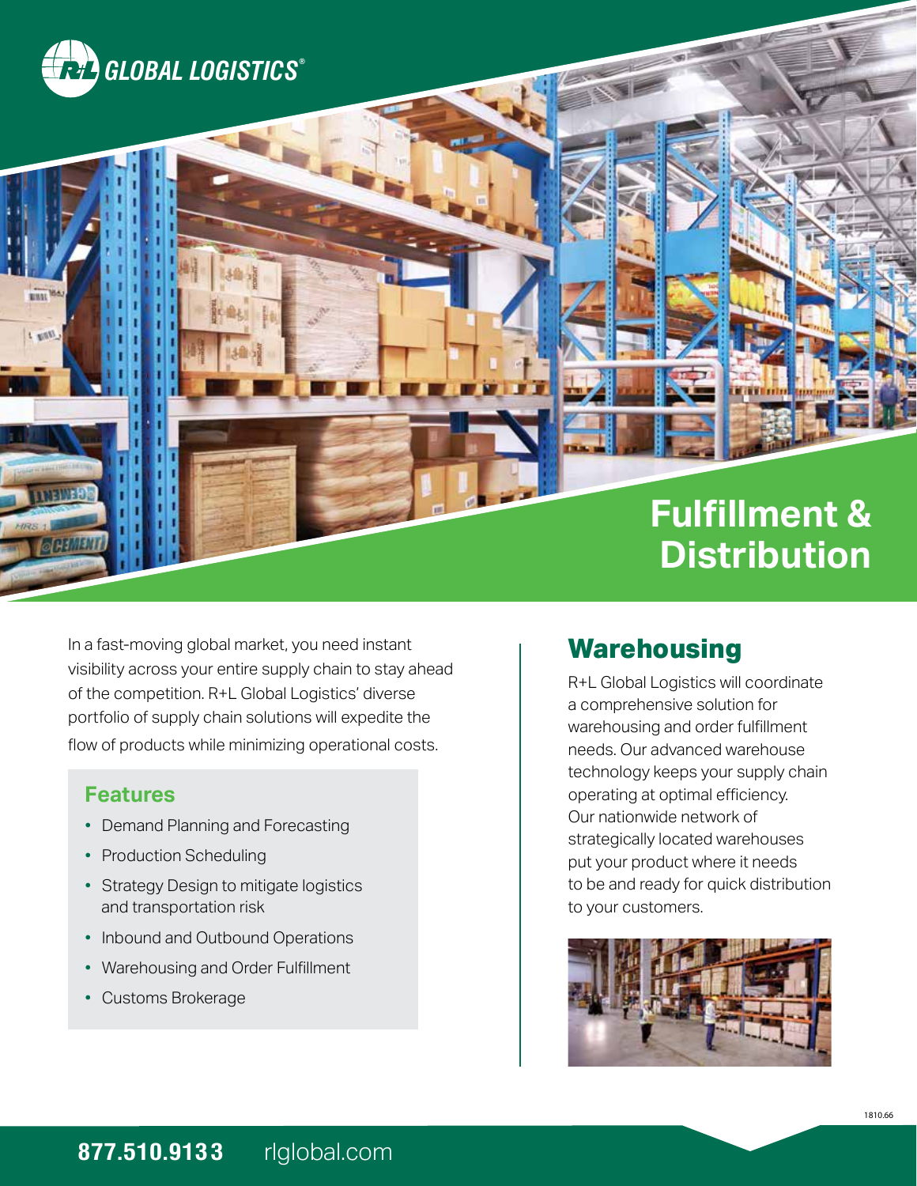R+L GLOBAL LOGISTICS®

# Fulfillment & Distribution

In a fast-moving global market, you need instant visibility across your entire supply chain to stay ahead of the competition. R+L Global Logistics' diverse portfolio of supply chain solutions will expedite the flow of products while minimizing operational costs.

### Features

- Demand Planning and Forecasting
- Production Scheduling
- Strategy Design to mitigate logistics and transportation risk
- Inbound and Outbound Operations
- Warehousing and Order Fulfillment
- Customs Brokerage

## Warehousing

R+L Global Logistics will coordinate a comprehensive solution for warehousing and order fulfillment needs. Our advanced warehouse technology keeps your supply chain operating at optimal efficiency. Our nationwide network of strategically located warehouses put your product where it needs to be and ready for quick distribution to your customers.

1810.66

**877.510.9133** rlglobal.com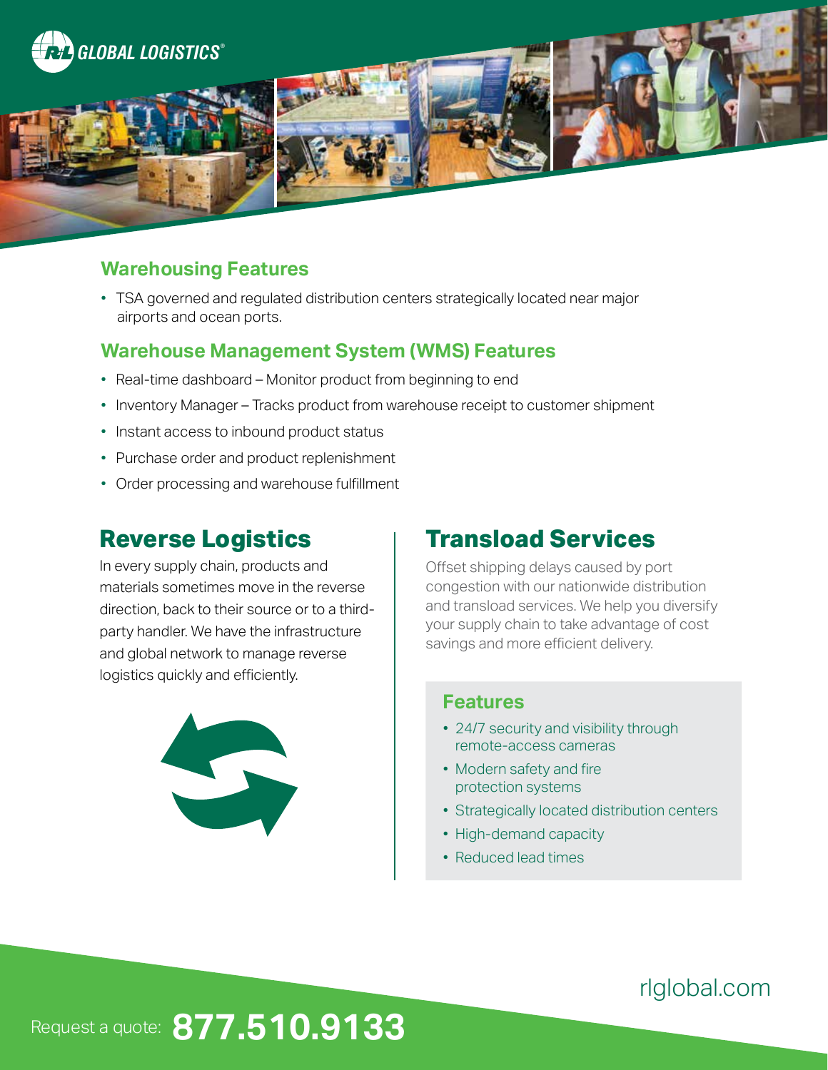R+L GLOBAL LOGISTICS®

### Warehousing Features

- TSA governed and regulated distribution centers strategically located near major airports and ocean ports.

### Warehouse Management System (WMS) Features

- Real-time dashboard – Monitor product from beginning to end
- Inventory Manager – Tracks product from warehouse receipt to customer shipment
- Instant access to inbound product status
- Purchase order and product replenishment
- Order processing and warehouse fulfillment

## Reverse Logistics

In every supply chain, products and materials sometimes move in the reverse direction, back to their source or to a third-party handler. We have the infrastructure and global network to manage reverse logistics quickly and efficiently.

## Transload Services

Offset shipping delays caused by port congestion with our nationwide distribution and transload services. We help you diversify your supply chain to take advantage of cost savings and more efficient delivery.

### Features

- 24/7 security and visibility through remote-access cameras
- Modern safety and fire protection systems
- Strategically located distribution centers
- High-demand capacity
- Reduced lead times

rlglobal.com

Request a quote: **877.510.9133**